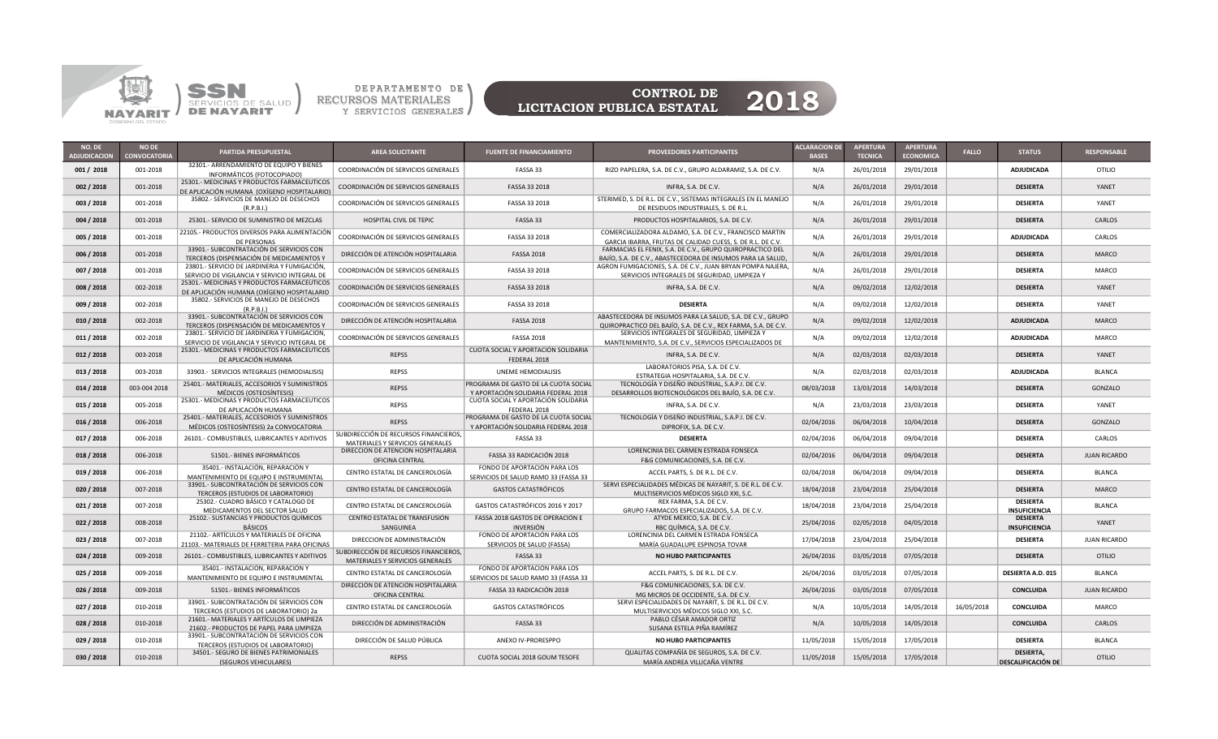NAYARIT GOBIERNO DEL ESTADO

SSN SERVICIOS DE SALUD DE NAYARIT

DEPARTAMENTO DE RECURSOS MATERIALES Y SERVICIOS GENERALES

# CONTROL DE LICITACION PUBLICA ESTATAL 2018

| NO. DE ADJUDICACION | NO DE CONVOCATORIA | PARTIDA PRESUPUESTAL | AREA SOLICITANTE | FUENTE DE FINANCIAMIENTO | PROVEEDORES PARTICIPANTES | ACLARACION DE BASES | APERTURA TECNICA | APERTURA ECONOMICA | FALLO | STATUS | RESPONSABLE |
|---|---|---|---|---|---|---|---|---|---|---|---|
| 001 / 2018 | 001-2018 | 32301.- ARRENDAMIENTO DE EQUIPO Y BIENES INFORMÁTICOS (FOTOCOPIADO) | COORDINACIÓN DE SERVICIOS GENERALES | FASSA 33 | RIZO PAPELERA, S.A. DE C.V., GRUPO ALDARAMIZ, S.A. DE C.V. | N/A | 26/01/2018 | 29/01/2018 | | ADJUDICADA | OTILIO |
| 002 / 2018 | 001-2018 | 25301.- MEDICINAS Y PRODUCTOS FARMACEUTICOS DE APLICACIÓN HUMANA (OXÍGENO HOSPITALARIO) | COORDINACIÓN DE SERVICIOS GENERALES | FASSA 33 2018 | INFRA, S.A. DE C.V. | N/A | 26/01/2018 | 29/01/2018 | | DESIERTA | YANET |
| 003 / 2018 | 001-2018 | 35802.- SERVICIOS DE MANEJO DE DESECHOS (R.P.B.I.) | COORDINACIÓN DE SERVICIOS GENERALES | FASSA 33 2018 | STERIMED, S. DE R.L. DE C.V., SISTEMAS INTEGRALES EN EL MANEJO DE RESIDUOS INDUSTRIALES, S. DE R.L. | N/A | 26/01/2018 | 29/01/2018 | | DESIERTA | YANET |
| 004 / 2018 | 001-2018 | 25301.- SERVICIO DE SUMINISTRO DE MEZCLAS | HOSPITAL CIVIL DE TEPIC | FASSA 33 | PRODUCTOS HOSPITALARIOS, S.A. DE C.V. | N/A | 26/01/2018 | 29/01/2018 | | DESIERTA | CARLOS |
| 005 / 2018 | 001-2018 | 22105.- PRODUCTOS DIVERSOS PARA ALIMENTACIÓN DE PERSONAS | COORDINACIÓN DE SERVICIOS GENERALES | FASSA 33 2018 | COMERCIALIZADORA ALDAMO, S.A. DE C.V., FRANCISCO MARTIN GARCIA IBARRA, FRUTAS DE CALIDAD CUESS, S. DE R.L. DE C.V. | N/A | 26/01/2018 | 29/01/2018 | | ADJUDICADA | CARLOS |
| 006 / 2018 | 001-2018 | 33901.- SUBCONTRATACIÓN DE SERVICIOS CON TERCEROS (DISPENSACIÓN DE MEDICAMENTOS Y | DIRECCIÓN DE ATENCIÓN HOSPITALARIA | FASSA 2018 | FARMACIAS EL FÉNIX, S.A. DE C.V., GRUPO QUIROPRACTICO DEL BAJÍO, S.A. DE C.V., ABASTECEDORA DE INSUMOS PARA LA SALUD, | N/A | 26/01/2018 | 29/01/2018 | | DESIERTA | MARCO |
| 007 / 2018 | 001-2018 | 23801.- SERVICIO DE JARDINERIA Y FUMIGACIÓN, SERVICIO DE VIGILANCIA Y SERVICIO INTEGRAL DE | COORDINACIÓN DE SERVICIOS GENERALES | FASSA 33 2018 | AGRON FUMIGACIONES, S.A. DE C.V., JUAN BRYAN POMPA NAJERA, SERVICIOS INTEGRALES DE SEGURIDAD, LIMPIEZA Y | N/A | 26/01/2018 | 29/01/2018 | | DESIERTA | MARCO |
| 008 / 2018 | 002-2018 | 25301.- MEDICINAS Y PRODUCTOS FARMACEUTICOS DE APLICACIÓN HUMANA (OXÍGENO HOSPITALARIO | COORDINACIÓN DE SERVICIOS GENERALES | FASSA 33 2018 | INFRA, S.A. DE C.V. | N/A | 09/02/2018 | 12/02/2018 | | DESIERTA | YANET |
| 009 / 2018 | 002-2018 | 35802.- SERVICIOS DE MANEJO DE DESECHOS (R.P.B.I.) | COORDINACIÓN DE SERVICIOS GENERALES | FASSA 33 2018 | DESIERTA | N/A | 09/02/2018 | 12/02/2018 | | DESIERTA | YANET |
| 010 / 2018 | 002-2018 | 33901.- SUBCONTRATACIÓN DE SERVICIOS CON TERCEROS (DISPENSACIÓN DE MEDICAMENTOS Y | DIRECCIÓN DE ATENCIÓN HOSPITALARIA | FASSA 2018 | ABASTECEDORA DE INSUMOS PARA LA SALUD, S.A. DE C.V., GRUPO QUIROPRACTICO DEL BAJÍO, S.A. DE C.V., REX FARMA, S.A. DE C.V. | N/A | 09/02/2018 | 12/02/2018 | | ADJUDICADA | MARCO |
| 011 / 2018 | 002-2018 | 23801.- SERVICIO DE JARDINERIA Y FUMIGACIÓN, SERVICIO DE VIGILANCIA Y SERVICIO INTEGRAL DE | COORDINACIÓN DE SERVICIOS GENERALES | FASSA 2018 | SERVICIOS INTEGRALES DE SEGURIDAD, LIMPIEZA Y MANTENIMIENTO, S.A. DE C.V., SERVICIOS ESPECIALIZADOS DE | N/A | 09/02/2018 | 12/02/2018 | | ADJUDICADA | MARCO |
| 012 / 2018 | 003-2018 | 25301.- MEDICINAS Y PRODUCTOS FARMACEUTICOS DE APLICACIÓN HUMANA | REPSS | CUOTA SOCIAL Y APORTACIÓN SOLIDARIA FEDERAL 2018 | INFRA, S.A. DE C.V. | N/A | 02/03/2018 | 02/03/2018 | | DESIERTA | YANET |
| 013 / 2018 | 003-2018 | 33903.- SERVICIOS INTEGRALES (HEMODIALISIS) | REPSS | UNEME HEMODIALISIS | LABORATORIOS PISA, S.A. DE C.V. ESTRATEGIA HOSPITALARIA, S.A. DE C.V. | N/A | 02/03/2018 | 02/03/2018 | | ADJUDICADA | BLANCA |
| 014 / 2018 | 003-004 2018 | 25401.- MATERIALES, ACCESORIOS Y SUMINISTROS MÉDICOS (OSTEOSÍNTESIS) | REPSS | PROGRAMA DE GASTO DE LA CUOTA SOCIAL Y APORTACIÓN SOLIDARIA FEDERAL 2018 | TECNOLOGÍA Y DISEÑO INDUSTRIAL, S.A.P.I. DE C.V. DESARROLLOS BIOTECNOLÓGICOS DEL BAJÍO, S.A. DE C.V. | 08/03/2018 | 13/03/2018 | 14/03/2018 | | DESIERTA | GONZALO |
| 015 / 2018 | 005-2018 | 25301.- MEDICINAS Y PRODUCTOS FARMACEUTICOS DE APLICACIÓN HUMANA | REPSS | CUOTA SOCIAL Y APORTACIÓN SOLIDARIA FEDERAL 2018 | INFRA, S.A. DE C.V. | N/A | 23/03/2018 | 23/03/2018 | | DESIERTA | YANET |
| 016 / 2018 | 006-2018 | 25401.- MATERIALES, ACCESORIOS Y SUMINISTROS MÉDICOS (OSTEOSÍNTESIS) 2a CONVOCATORIA | REPSS | PROGRAMA DE GASTO DE LA CUOTA SOCIAL Y APORTACIÓN SOLIDARIA FEDERAL 2018 | TECNOLOGÍA Y DISEÑO INDUSTRIAL, S.A.P.I. DE C.V. DIPROFIX, S.A. DE C.V. | 02/04/2016 | 06/04/2018 | 10/04/2018 | | DESIERTA | GONZALO |
| 017 / 2018 | 006-2018 | 26101.- COMBUSTIBLES, LUBRICANTES Y ADITIVOS | SUBDIRECCIÓN DE RECURSOS FINANCIEROS, MATERIALES Y SERVICIOS GENERALES | FASSA 33 | DESIERTA | 02/04/2016 | 06/04/2018 | 09/04/2018 | | DESIERTA | CARLOS |
| 018 / 2018 | 006-2018 | 51501.- BIENES INFORMÁTICOS | DIRECCION DE ATENCION HOSPITALARIA OFICINA CENTRAL | FASSA 33 RADICACIÓN 2018 | LORENCINIA DEL CARMEN ESTRADA FONSECA F&G COMUNICACIONES, S.A. DE C.V. | 02/04/2016 | 06/04/2018 | 09/04/2018 | | DESIERTA | JUAN RICARDO |
| 019 / 2018 | 006-2018 | 35401.- INSTALACIÓN, REPARACIÓN Y MANTENIMIENTO DE EQUIPO E INSTRUMENTAL | CENTRO ESTATAL DE CANCEROLOGÍA | FONDO DE APORTACIÓN PARA LOS SERVICIOS DE SALUD RAMO 33 (FASSA 33 | ACCEL PARTS, S. DE R.L. DE C.V. | 02/04/2016 | 06/04/2018 | 09/04/2018 | | DESIERTA | BLANCA |
| 020 / 2018 | 007-2018 | 33901.- SUBCONTRATACIÓN DE SERVICIOS CON TERCEROS (ESTUDIOS DE LABORATORIO) | CENTRO ESTATAL DE CANCEROLOGÍA | GASTOS CATASTRÓFICOS | SERVI ESPECIALIDADES MÉDICAS DE NAYARIT, S. DE R.L. DE C.V. MULTISERVICIOS MÉDICOS SIGLO XXI, S.C. | 18/04/2018 | 23/04/2018 | 25/04/2018 | | DESIERTA | MARCO |
| 021 / 2018 | 007-2018 | 25302.- CUADRO BÁSICO Y CATALOGO DE MEDICAMENTOS DEL SECTOR SALUD | CENTRO ESTATAL DE CANCEROLOGÍA | GASTOS CATASTRÓFICOS 2016 Y 2017 | REX FARMA, S.A. DE C.V. GRUPO FARMACOS ESPECIALIZADOS, S.A. DE C.V. | 18/04/2018 | 23/04/2018 | 25/04/2018 | | DESIERTA INSUFICIENCIA | BLANCA |
| 022 / 2018 | 008-2018 | 25102.- SUSTANCIAS Y PRODUCTOS QUIMICOS BÁSICOS | CENTRO ESTATAL DE TRANSFUSIÓN SANGUINEA | FASSA 2018 GASTOS DE OPERACIÓN E INVERSIÓN | ATYDE MEXICO, S.A. DE C.V. RBC QUÍMICA, S.A. DE C.V. | 25/04/2016 | 02/05/2018 | 04/05/2018 | | DESIERTA INSUFICIENCIA | YANET |
| 023 / 2018 | 007-2018 | 21102.- ARTÍCULOS Y MATERIALES DE OFICINA 21103.- MATERIALES DE FERRETERIA PARA OFICINAS | DIRECCION DE ADMINISTRACIÓN | FONDO DE APORTACIÓN PARA LOS SERVICIOS DE SALUD (FASSA) | LORENCINIA DEL CARMEN ESTRADA FONSECA MARÍA GUADALUPE ESPINOSA TOVAR | 17/04/2018 | 23/04/2018 | 25/04/2018 | | DESIERTA | JUAN RICARDO |
| 024 / 2018 | 009-2018 | 26101.- COMBUSTIBLES, LUBRICANTES Y ADITIVOS | SUBDIRECCIÓN DE RECURSOS FINANCIEROS, MATERIALES Y SERVICIOS GENERALES | FASSA 33 | NO HUBO PARTICIPANTES | 26/04/2016 | 03/05/2018 | 07/05/2018 | | DESIERTA | OTILIO |
| 025 / 2018 | 009-2018 | 35401.- INSTALACION, REPARACION Y MANTENIMIENTO DE EQUIPO E INSTRUMENTAL | CENTRO ESTATAL DE CANCEROLOGÍA | FONDO DE APORTACION PARA LOS SERVICIOS DE SALUD RAMO 33 (FASSA 33 | ACCEL PARTS, S. DE R.L. DE C.V. | 26/04/2016 | 03/05/2018 | 07/05/2018 | | DESIERTA A.D. 015 | BLANCA |
| 026 / 2018 | 009-2018 | 51501.- BIENES INFORMÁTICOS | DIRECCIÓN DE ATENCIÓN HOSPITALARIA OFICINA CENTRAL | FASSA 33 RADICACIÓN 2018 | F&G COMUNICACIONES, S.A. DE C.V. MG MICROS DE OCCIDENTE, S.A. DE C.V. | 26/04/2016 | 03/05/2018 | 07/05/2018 | | CONCLUIDA | JUAN RICARDO |
| 027 / 2018 | 010-2018 | 33901.- SUBCONTRATACIÓN DE SERVICIOS CON TERCEROS (ESTUDIOS DE LABORATORIO) 2a | CENTRO ESTATAL DE CANCEROLOGÍA | GASTOS CATASTRÓFICOS | SERVI ESPECIALIDADES DE NAYARIT, S. DE R.L. DE C.V. MULTISERVICIOS MÉDICOS SIGLO XXI, S.C. | N/A | 10/05/2018 | 14/05/2018 | 16/05/2018 | CONCLUIDA | MARCO |
| 028 / 2018 | 010-2018 | 21601.- MATERIALES Y ARTÍCULOS DE LIMPIEZA 21602.- PRODUCTOS DE PAPEL PARA LIMPIEZA | DIRECCIÓN DE ADMINISTRACIÓN | FASSA 33 | PABLO CÉSAR AMADOR ORTIZ SUSANA ESTELA PIÑA RAMÍREZ | N/A | 10/05/2018 | 14/05/2018 | | CONCLUIDA | CARLOS |
| 029 / 2018 | 010-2018 | 33901.- SUBCONTRATACIÓN DE SERVICIOS CON TERCEROS (ESTUDIOS DE LABORATORIO) | DIRECCIÓN DE SALUD PÚBLICA | ANEXO IV-PRORESPPO | NO HUBO PARTICIPANTES | 11/05/2018 | 15/05/2018 | 17/05/2018 | | DESIERTA | BLANCA |
| 030 / 2018 | 010-2018 | 34501.- SEGURO DE BIENES PATRIMONIALES (SEGUROS VEHICULARES) | REPSS | CUOTA SOCIAL 2018 GOUM TESOFE | QUALITAS COMPAÑÍA DE SEGUROS, S.A. DE C.V. MARÍA ANDREA VILLICAÑA VENTRE | 11/05/2018 | 15/05/2018 | 17/05/2018 | | DESIERTA, DESCALIFICACIÓN DE | OTILIO |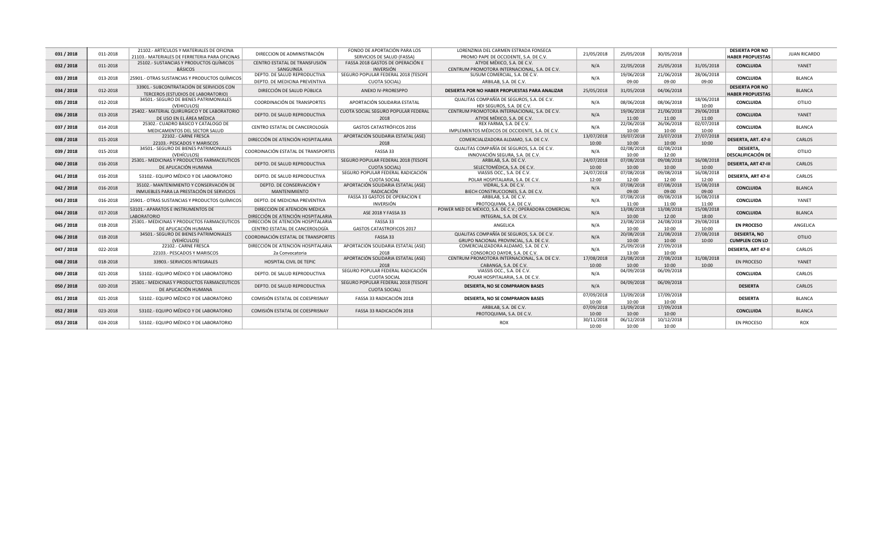| | | | | | | | | | | | |
|---|---|---|---|---|---|---|---|---|---|---|---|
| 031 / 2018 | 011-2018 | 21102.- ARTÍCULOS Y MATERIALES DE OFICINA 21103.- MATERIALES DE FERRETERIA PARA OFICINAS | DIRECCION DE ADMINISTRACIÓN | FONDO DE APORTACIÓN PARA LOS SERVICIOS DE SALUD (FASSA) | LORENZINIA DEL CARMEN ESTRADA FONSECA PROMO PAPE DE OCCIDENTE, S.A. DE C.V. | 21/05/2018 | 25/05/2018 | 30/05/2018 | | DESIERTA POR NO HABER PROPUESTAS | JUAN RICARDO |
| 032 / 2018 | 011-2018 | 25102.- SUSTANCIAS Y PRODUCTOS QUÍMICOS BÁSICOS | CENTRO ESTATAL DE TRANSFUSIÓN SANGUINEA | FASSA 2018 GASTOS DE OPERACIÓN E INVERSIÓN | ATYDE MÉXICO, S.A. DE C.V. CENTRUM PROMOTORA INTERNACIONAL, S.A. DE C.V. | N/A | 22/05/2018 | 25/05/2018 | 31/05/2018 | CONCLUIDA | YANET |
| 033 / 2018 | 013-2018 | 25901.- OTRAS SUSTANCIAS Y PRODUCTOS QUÍMICOS | DEPTO. DE SALUD REPRODUCTIVA DEPTO. DE MEDICINA PREVENTIVA | SEGURO POPULAR FEDERAL 2018 (TESOFE CUOTA SOCIAL) | SUSUM COMERCIAL, S.A. DE C.V. ARBILAB, S.A. DE C.V. | N/A | 19/06/2018 09:00 | 21/06/2018 09:00 | 28/06/2018 09:00 | CONCLUIDA | BLANCA |
| 034 / 2018 | 012-2018 | 33901.- SUBCONTRATACIÓN DE SERVICIOS CON TERCEROS (ESTUDIOS DE LABORATORIO) | DIRECCIÓN DE SALUD PÚBLICA | ANEXO IV-PROESPPO | DESIERTA POR NO HABER PROPUESTAS PARA ANALIZAR | 25/05/2018 | 31/05/2018 | 04/06/2018 | | DESIERTA POR NO HABER PROPUESTAS | BLANCA |
| 035 / 2018 | 012-2018 | 34501.- SEGURO DE BIENES PATRIMONIALES (VEHICULOS) | COORDINACIÓN DE TRANSPORTES | APORTACIÓN SOLIDARIA ESTATAL | QUALITAS COMPAÑÍA DE SEGUROS, S.A. DE C.V. HDI SEGUROS, S.A. DE C.V. | N/A | 08/06/2018 | 08/06/2018 | 18/06/2018 10:00 | CONCLUIDA | OTILIO |
| 036 / 2018 | 013-2018 | 25402.- MATERIAL QUIRURGICO Y DE LABORATORIO DE USO EN EL ÁREA MÉDICA | DEPTO. DE SALUD REPRODUCTIVA | CUOTA SOCIAL SEGURO POPULAR FEDERAL 2018 | CENTRUM PROMOTORA INTERNACIONAL, S.A. DE C.V. ATYDE MÉXICO, S.A. DE C.V. | N/A | 19/06/2018 11:00 | 21/06/2018 11:00 | 29/06/2018 11:00 | CONCLUIDA | YANET |
| 037 / 2018 | 014-2018 | 25302.- CUADRO BASICO Y CATALOGO DE MEDICAMENTOS DEL SECTOR SALUD | CENTRO ESTATAL DE CANCEROLOGÍA | GASTOS CATASTRÓFICOS 2016 | REX FARMA, S.A. DE C.V. IMPLEMENTOS MÉDICOS DE OCCIDENTE, S.A. DE C.V. | N/A | 22/06/2018 10:00 | 26/06/2018 10:00 | 02/07/2018 10:00 | CONCLUIDA | BLANCA |
| 038 / 2018 | 015-2018 | 22102.- CARNE FRESCA 22103.- PESCADOS Y MARISCOS | DIRECCIÓN DE ATENCIÓN HOSPITALARIA | APORTACIÓN SOLIDARIA ESTATAL (ASE) 2018 | COMERCIALIZADORA ALDAMO, S.A. DE C.V. | 13/07/2018 10:00 | 19/07/2018 10:00 | 23/07/2018 10:00 | 27/07/2018 10:00 | DESIERTA, ART. 47-II | CARLOS |
| 039 / 2018 | 015-2018 | 34501.- SEGURO DE BIENES PATRIMONIALES (VEHÍCULOS) | COORDINACIÓN ESTATAL DE TRANSPORTES | FASSA 33 | QUALITAS COMPAÑÍA DE SEGUROS, S.A. DE C.V. INNOVACIÓN SEGURA, S.A. DE C.V. | N/A | 02/08/2018 10:00 | 02/08/2018 12:00 | | DESIERTA, DESCALIFICACIÓN DE | OTILIO |
| 040 / 2018 | 016-2018 | 25301.- MEDICINAS Y PRODUCTOS FARMACEUTICOS DE APLICACIÓN HUMANA | DEPTO. DE SALUD REPRODUCTIVA | SEGURO POPULAR FEDERAL 2018 (TESOFE CUOTA SOCIAL) | ARBILAB, S.A. DE C.V. SELECTOMÉDICA, S.A. DE C.V. | 24/07/2018 10:00 | 07/08/2018 10:00 | 09/08/2018 10:00 | 16/08/2018 10:00 | DESIERTA, ART 47-III | CARLOS |
| 041 / 2018 | 016-2018 | 53102.- EQUIPO MÉDICO Y DE LABORATORIO | DEPTO. DE SALUD REPRODUCTIVA | SEGURO POPULAR FEDERAL RADICACIÓN CUOTA SOCIAL | VIASSIS OCC., S.A. DE C.V. POLAR HOSPITALARIA, S.A. DE C.V. | 24/07/2018 12:00 | 07/08/2018 12:00 | 09/08/2018 12:00 | 16/08/2018 12:00 | DESIERTA, ART 47-II | CARLOS |
| 042 / 2018 | 016-2018 | 35102.- MANTENIMIENTO Y CONSERVACIÓN DE INMUEBLES PARA LA PRESTACIÓN DE SERVICIOS | DEPTO. DE CONSERVACIÓN Y MANTENIMIENTO | APORTACIÓN SOLIDARIA ESTATAL (ASE) RADICACIÓN | VIDRAL, S.A. DE C.V. BIECH CONSTRUCCIONES, S.A. DE C.V. | N/A | 07/08/2018 09:00 | 07/08/2018 09:00 | 15/08/2018 09:00 | CONCLUIDA | BLANCA |
| 043 / 2018 | 016-2018 | 25901.- OTRAS SUSTANCIAS Y PRODUCTOS QUÍMICOS | DEPTO. DE MEDICINA PREVENTIVA | FASSA 33 GASTOS DE OPERACIÓN E INVERSIÓN | ARBILAB, S.A. DE C.V. PROTOQUIMA, S.A. DE C.V. | N/A | 07/08/2018 11:00 | 09/08/2018 11:00 | 16/08/2018 11:00 | CONCLUIDA | YANET |
| 044 / 2018 | 017-2018 | 53101.- APARATOS E INSTRUMENTOS DE LABORATORIO | DIRECCIÓN DE ATENCIÓN MÉDICA DIRECCIÓN DE ATENCIÓN HOSPITALARIA | ASE 2018 Y FASSA 33 | POWER MED DE MÉXICO, S.A. DE C.V.; OPERADORA COMERCIAL INTEGRAL, S.A. DE C.V. | N/A | 13/08/2018 10:00 | 13/08/2018 12:00 | 15/08/2018 18:00 | CONCLUIDA | BLANCA |
| 045 / 2018 | 018-2018 | 25301.- MEDICINAS Y PRODUCTOS FARMACEUTICOS DE APLICACIÓN HUMANA | DIRECCIÓN DE ATENCIÓN HOSPITALARIA CENTRO ESTATAL DE CANCEROLOGÍA | FASSA 33 GASTOS CATASTROFICOS 2017 | ANGELICA | N/A | 23/08/2018 10:00 | 24/08/2018 10:00 | 29/08/2018 10:00 | EN PROCESO | ANGELICA |
| 046 / 2018 | 018-2018 | 34501.- SEGURO DE BIENES PATRIMONIALES (VEHÍCULOS) | COORDINACIÓN ESTATAL DE TRANSPORTES | FASSA 33 | QUALITAS COMPAÑÍA DE SEGUROS, S.A. DE C.V. GRUPO NACIONAL PROVINCIAL, S.A. DE C.V. | N/A | 20/08/2018 10:00 | 21/08/2018 10:00 | 27/08/2018 10:00 | DESIERTA, NO CUMPLEN CON LO | OTILIO |
| 047 / 2018 | 022-2018 | 22102.- CARNE FRESCA 22103.- PESCADOS Y MARISCOS | DIRECCIÓN DE ATENCIÓN HOSPITALARIA 2a Convocatoria | APORTACIÓN SOLIDARIA ESTATAL (ASE) 2018 | COMERCIALIZADORA ALDAMO, S.A. DE C.V. CONSORCIO DAYDR, S.A. DE C.V. | N/A | 25/09/2018 13:00 | 27/09/2018 10:00 | | DESIERTA, ART 47-II | CARLOS |
| 048 / 2018 | 018-2018 | 33903.- SERVICIOS INTEGRALES | HOSPITAL CIVIL DE TEPIC | APORTACIÓN SOLIDARIA ESTATAL (ASE) 2018 | CENTRUM PROMOTORA INTERNACIONAL, S.A. DE C.V. CABANGA, S.A. DE C.V. | 17/08/2018 10:00 | 23/08/2018 10:00 | 27/08/2018 10:00 | 31/08/2018 10:00 | EN PROCESO | YANET |
| 049 / 2018 | 021-2018 | 53102.- EQUIPO MÉDICO Y DE LABORATORIO | DEPTO. DE SALUD REPRODUCTIVA | SEGURO POPULAR FEDERAL RADICACIÓN CUOTA SOCIAL | VIASSIS OCC., S.A. DE C.V. POLAR HOSPITALARIA, S.A. DE C.V. | N/A | 04/09/2018 | 06/09/2018 | | CONCLUIDA | CARLOS |
| 050 / 2018 | 020-2018 | 25301.- MEDICINAS Y PRODUCTOS FARMACEUTICOS DE APLICACIÓN HUMANA | DEPTO. DE SALUD REPRODUCTIVA | SEGURO POPULAR FEDERAL 2018 (TESOFE CUOTA SOCIAL) | DESIERTA, NO SE COMPRARON BASES | N/A | 04/09/2018 | 06/09/2018 | | DESIERTA | CARLOS |
| 051 / 2018 | 021-2018 | 53102.- EQUIPO MÉDICO Y DE LABORATORIO | COMISIÓN ESTATAL DE COESPRISNAY | FASSA 33 RADICACIÓN 2018 | DESIERTA, NO SE COMPRARON BASES | 07/09/2018 10:00 | 13/09/2018 10:00 | 17/09/2018 10:00 | | DESIERTA | BLANCA |
| 052 / 2018 | 023-2018 | 53102.- EQUIPO MÉDICO Y DE LABORATORIO | COMISIÓN ESTATAL DE COESPRISNAY | FASSA 33 RADICACIÓN 2018 | ARBILAB, S.A. DE C.V. PROTOQUIMA, S.A. DE C.V. | 07/09/2018 10:00 | 13/09/2018 10:00 | 17/09/2018 10:00 | | CONCLUIDA | BLANCA |
| 053 / 2018 | 024-2018 | 53102.- EQUIPO MÉDICO Y DE LABORATORIO | | | ROX | 30/11/2018 10:00 | 06/12/2018 10:00 | 10/12/2018 10:00 | | EN PROCESO | ROX |